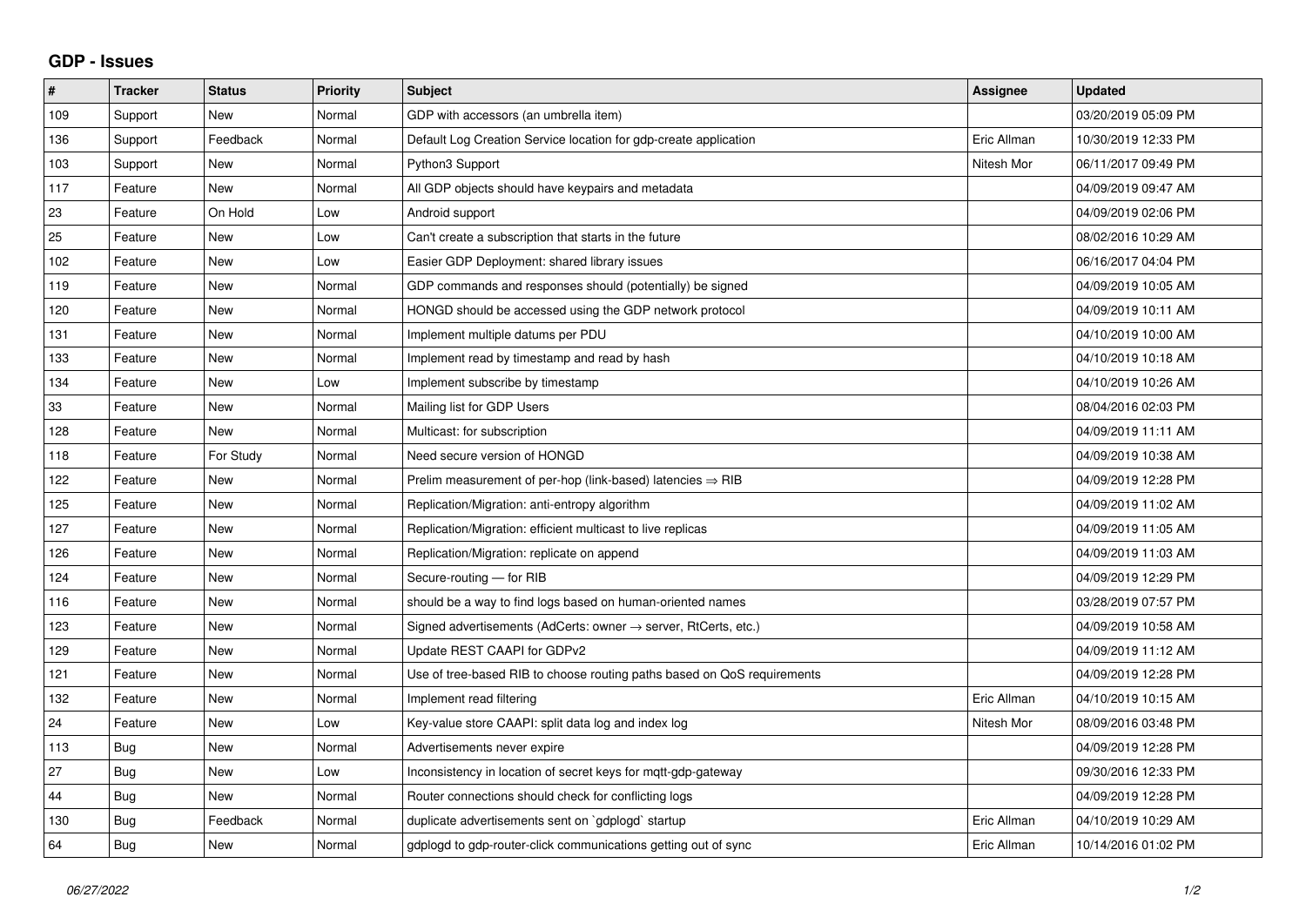## GDP - Issues

| # | Tracker | Status | Priority | Subject | Assignee | Updated |
|---|---|---|---|---|---|---|
| 109 | Support | New | Normal | GDP with accessors (an umbrella item) | | 03/20/2019 05:09 PM |
| 136 | Support | Feedback | Normal | Default Log Creation Service location for gdp-create application | Eric Allman | 10/30/2019 12:33 PM |
| 103 | Support | New | Normal | Python3 Support | Nitesh Mor | 06/11/2017 09:49 PM |
| 117 | Feature | New | Normal | All GDP objects should have keypairs and metadata | | 04/09/2019 09:47 AM |
| 23 | Feature | On Hold | Low | Android support | | 04/09/2019 02:06 PM |
| 25 | Feature | New | Low | Can't create a subscription that starts in the future | | 08/02/2016 10:29 AM |
| 102 | Feature | New | Low | Easier GDP Deployment: shared library issues | | 06/16/2017 04:04 PM |
| 119 | Feature | New | Normal | GDP commands and responses should (potentially) be signed | | 04/09/2019 10:05 AM |
| 120 | Feature | New | Normal | HONGD should be accessed using the GDP network protocol | | 04/09/2019 10:11 AM |
| 131 | Feature | New | Normal | Implement multiple datums per PDU | | 04/10/2019 10:00 AM |
| 133 | Feature | New | Normal | Implement read by timestamp and read by hash | | 04/10/2019 10:18 AM |
| 134 | Feature | New | Low | Implement subscribe by timestamp | | 04/10/2019 10:26 AM |
| 33 | Feature | New | Normal | Mailing list for GDP Users | | 08/04/2016 02:03 PM |
| 128 | Feature | New | Normal | Multicast: for subscription | | 04/09/2019 11:11 AM |
| 118 | Feature | For Study | Normal | Need secure version of HONGD | | 04/09/2019 10:38 AM |
| 122 | Feature | New | Normal | Prelim measurement of per-hop (link-based) latencies ⇒ RIB | | 04/09/2019 12:28 PM |
| 125 | Feature | New | Normal | Replication/Migration: anti-entropy algorithm | | 04/09/2019 11:02 AM |
| 127 | Feature | New | Normal | Replication/Migration: efficient multicast to live replicas | | 04/09/2019 11:05 AM |
| 126 | Feature | New | Normal | Replication/Migration: replicate on append | | 04/09/2019 11:03 AM |
| 124 | Feature | New | Normal | Secure-routing — for RIB | | 04/09/2019 12:29 PM |
| 116 | Feature | New | Normal | should be a way to find logs based on human-oriented names | | 03/28/2019 07:57 PM |
| 123 | Feature | New | Normal | Signed advertisements (AdCerts: owner → server, RtCerts, etc.) | | 04/09/2019 10:58 AM |
| 129 | Feature | New | Normal | Update REST CAAPI for GDPv2 | | 04/09/2019 11:12 AM |
| 121 | Feature | New | Normal | Use of tree-based RIB to choose routing paths based on QoS requirements | | 04/09/2019 12:28 PM |
| 132 | Feature | New | Normal | Implement read filtering | Eric Allman | 04/10/2019 10:15 AM |
| 24 | Feature | New | Low | Key-value store CAAPI: split data log and index log | Nitesh Mor | 08/09/2016 03:48 PM |
| 113 | Bug | New | Normal | Advertisements never expire | | 04/09/2019 12:28 PM |
| 27 | Bug | New | Low | Inconsistency in location of secret keys for mqtt-gdp-gateway | | 09/30/2016 12:33 PM |
| 44 | Bug | New | Normal | Router connections should check for conflicting logs | | 04/09/2019 12:28 PM |
| 130 | Bug | Feedback | Normal | duplicate advertisements sent on `gdplogd` startup | Eric Allman | 04/10/2019 10:29 AM |
| 64 | Bug | New | Normal | gdplogd to gdp-router-click communications getting out of sync | Eric Allman | 10/14/2016 01:02 PM |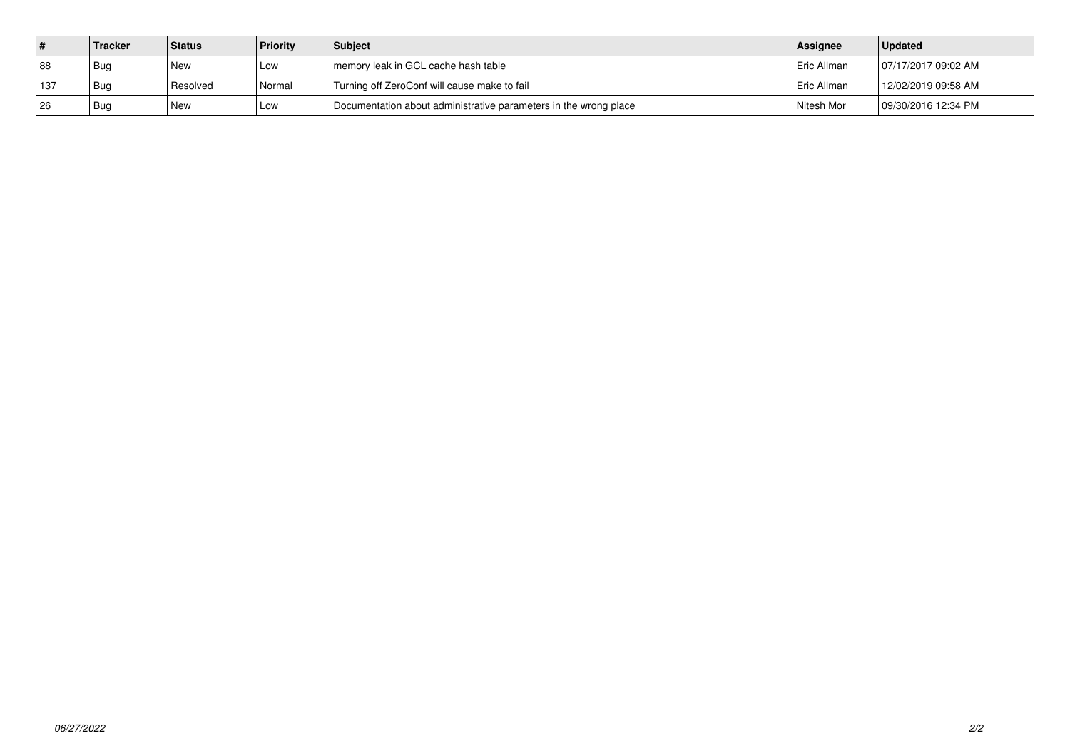| # | Tracker | Status | Priority | Subject | Assignee | Updated |
|---|---|---|---|---|---|---|
| 88 | Bug | New | Low | memory leak in GCL cache hash table | Eric Allman | 07/17/2017 09:02 AM |
| 137 | Bug | Resolved | Normal | Turning off ZeroConf will cause make to fail | Eric Allman | 12/02/2019 09:58 AM |
| 26 | Bug | New | Low | Documentation about administrative parameters in the wrong place | Nitesh Mor | 09/30/2016 12:34 PM |

*06/27/2022*